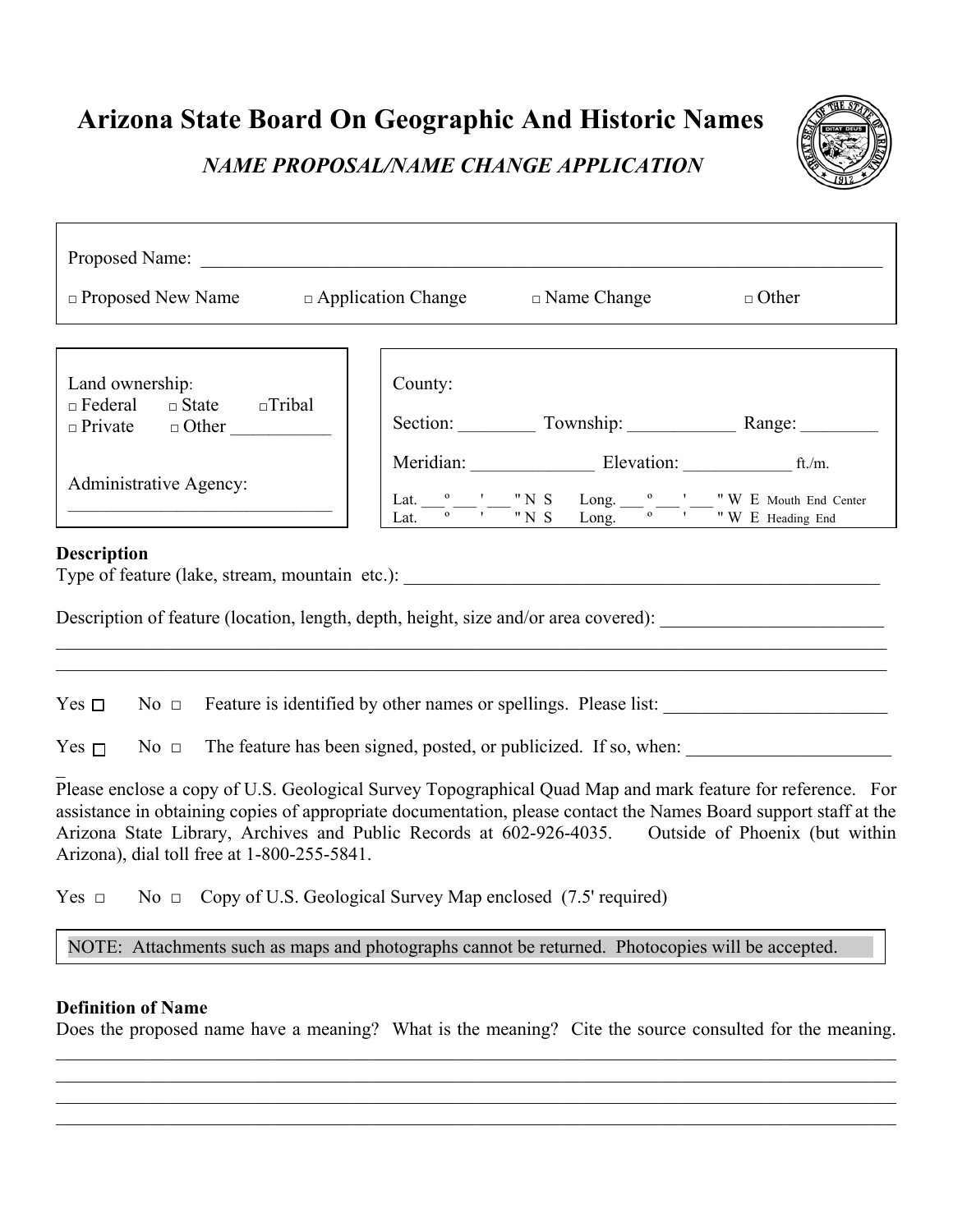# Arizona State Board On Geographic And Historic Names

## *NAME PROPOSAL/NAME CHANGE APPLICATION*

Proposed Name: ______________________________________________________________________________

□ Proposed New Name □ Application Change □ Name Change □ Other

Land ownership:
□ Federal □ State □Tribal
□ Private □ Other ___________

Administrative Agency:
_____________________________

County:

Section: ________ Township: ___________ Range: ________

Meridian: _____________ Elevation: ____________ ft./m.

Lat. ___º ___' ___" N S Long. ___ º ___' ___ " W E Mouth End Center
Lat. º ' " N S Long. º ' " W E Heading End

**Description**

Type of feature (lake, stream, mountain etc.): ______________________________________________________

Description of feature (location, length, depth, height, size and/or area covered): ________________________
_____________________________________________________________________________________________
_____________________________________________________________________________________________

Yes □ No □ Feature is identified by other names or spellings. Please list: ________________________

Yes □ No □ The feature has been signed, posted, or publicized. If so, when: ______________________

Please enclose a copy of U.S. Geological Survey Topographical Quad Map and mark feature for reference. For assistance in obtaining copies of appropriate documentation, please contact the Names Board support staff at the Arizona State Library, Archives and Public Records at 602-926-4035. Outside of Phoenix (but within Arizona), dial toll free at 1-800-255-5841.

Yes □ No □ Copy of U.S. Geological Survey Map enclosed (7.5' required)

NOTE: Attachments such as maps and photographs cannot be returned. Photocopies will be accepted.

**Definition of Name**

Does the proposed name have a meaning? What is the meaning? Cite the source consulted for the meaning.
_____________________________________________________________________________________________
_____________________________________________________________________________________________
_____________________________________________________________________________________________
_____________________________________________________________________________________________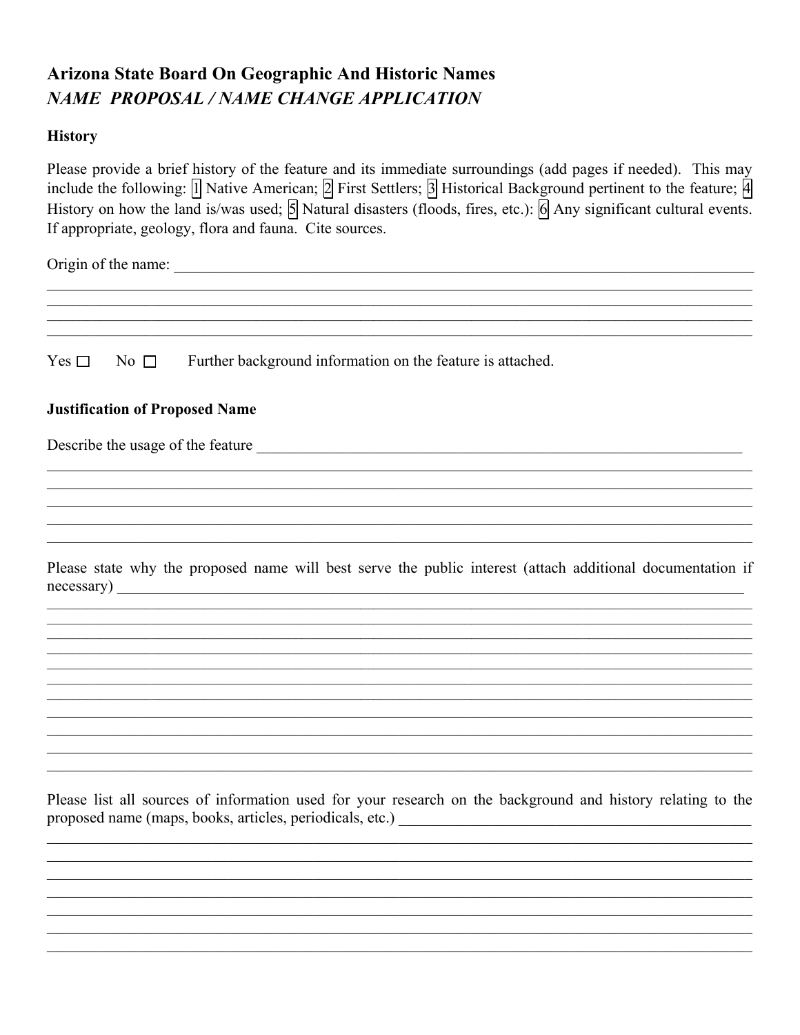# Arizona State Board On Geographic And Historic Names

## *NAME PROPOSAL / NAME CHANGE APPLICATION*

### History

Please provide a brief history of the feature and its immediate surroundings (add pages if needed). This may include the following: 1 Native American; 2 First Settlers; 3 Historical Background pertinent to the feature; 4 History on how the land is/was used; 5 Natural disasters (floods, fires, etc.): 6 Any significant cultural events. If appropriate, geology, flora and fauna. Cite sources.

Origin of the name: ______________________________________________________________________________

______________________________________________________________________________

______________________________________________________________________________

______________________________________________________________________________

______________________________________________________________________________

Yes ☐ No ☐ Further background information on the feature is attached.

### Justification of Proposed Name

Describe the usage of the feature ______________________________________________________________________________

______________________________________________________________________________

______________________________________________________________________________

______________________________________________________________________________

______________________________________________________________________________

______________________________________________________________________________

Please state why the proposed name will best serve the public interest (attach additional documentation if necessary) ______________________________________________________________________________

______________________________________________________________________________

______________________________________________________________________________

______________________________________________________________________________

______________________________________________________________________________

______________________________________________________________________________

______________________________________________________________________________

______________________________________________________________________________

______________________________________________________________________________

______________________________________________________________________________

______________________________________________________________________________

______________________________________________________________________________

Please list all sources of information used for your research on the background and history relating to the proposed name (maps, books, articles, periodicals, etc.) ______________________________________________________________________________

______________________________________________________________________________

______________________________________________________________________________

______________________________________________________________________________

______________________________________________________________________________

______________________________________________________________________________

______________________________________________________________________________

______________________________________________________________________________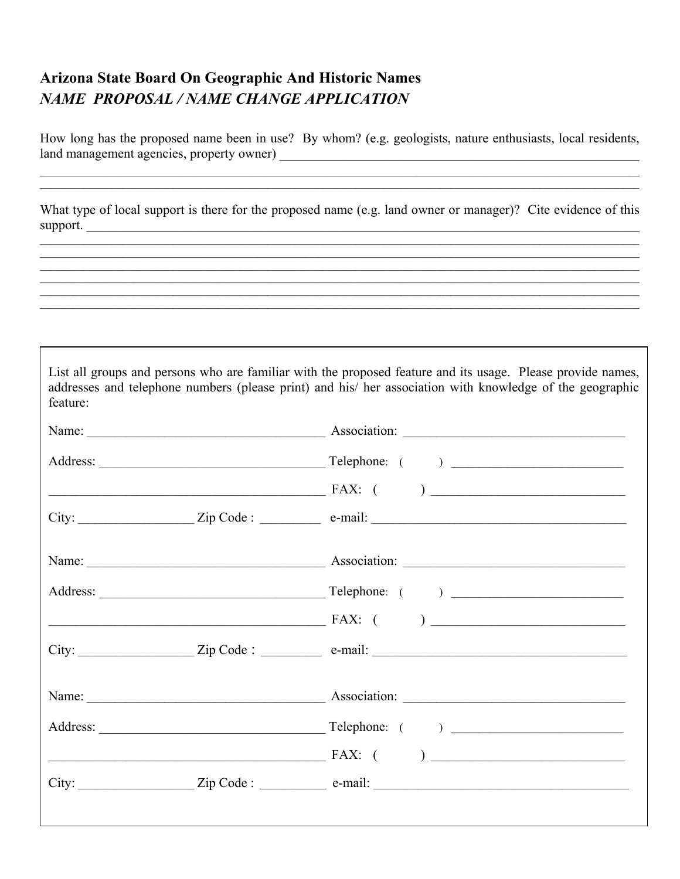**Arizona State Board On Geographic And Historic Names**

***NAME PROPOSAL / NAME CHANGE APPLICATION***

How long has the proposed name been in use? By whom? (e.g. geologists, nature enthusiasts, local residents, land management agencies, property owner) ______________________________________________________________
______________________________________________________________________________________________
______________________________________________________________________________________________

What type of local support is there for the proposed name (e.g. land owner or manager)? Cite evidence of this support. ____________________________________________________________________________________
______________________________________________________________________________________________
______________________________________________________________________________________________
______________________________________________________________________________________________
______________________________________________________________________________________________
______________________________________________________________________________________________
______________________________________________________________________________________________

List all groups and persons who are familiar with the proposed feature and its usage. Please provide names, addresses and telephone numbers (please print) and his/ her association with knowledge of the geographic feature:

Name: ____________________________________ Association: ________________________________

Address: __________________________________ Telephone: (     ) __________________________

_____________________________________________ FAX: (     ) _____________________________

City: _________________ Zip Code : _________ e-mail: ______________________________________

Name: ____________________________________ Association: ________________________________

Address: __________________________________ Telephone: (     ) __________________________

_____________________________________________ FAX: (     ) _____________________________

City: _________________ Zip Code : _________ e-mail: ______________________________________

Name: ____________________________________ Association: ________________________________

Address: __________________________________ Telephone: (     ) __________________________

_____________________________________________ FAX: (     ) _____________________________

City: _________________ Zip Code : __________ e-mail: ______________________________________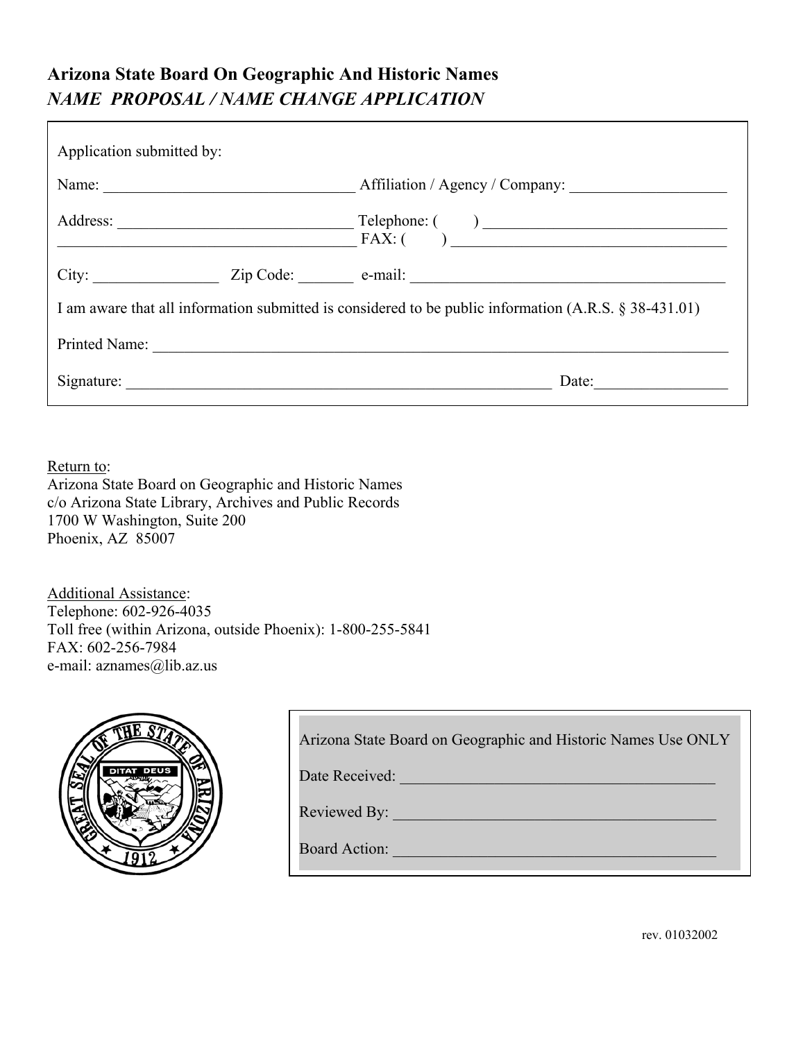**Arizona State Board On Geographic And Historic Names**
***NAME PROPOSAL / NAME CHANGE APPLICATION***

Application submitted by:

Name: ________________________________ Affiliation / Agency / Company: ____________________

Address: ______________________________ Telephone: ( ) ________________________________
______________________________________ FAX: ( ) ___________________________________

City: ________________ Zip Code: _______ e-mail: ________________________________________

I am aware that all information submitted is considered to be public information (A.R.S. § 38-431.01)

Printed Name: ____________________________________________________________________________

Signature: _______________________________________________________ Date:_________________

Return to:
Arizona State Board on Geographic and Historic Names
c/o Arizona State Library, Archives and Public Records
1700 W Washington, Suite 200
Phoenix, AZ 85007

Additional Assistance:
Telephone: 602-926-4035
Toll free (within Arizona, outside Phoenix): 1-800-255-5841
FAX: 602-256-7984
e-mail: aznames@lib.az.us

Arizona State Board on Geographic and Historic Names Use ONLY

Date Received: ______________________________________

Reviewed By: ________________________________________

Board Action: _______________________________________

rev. 01032002